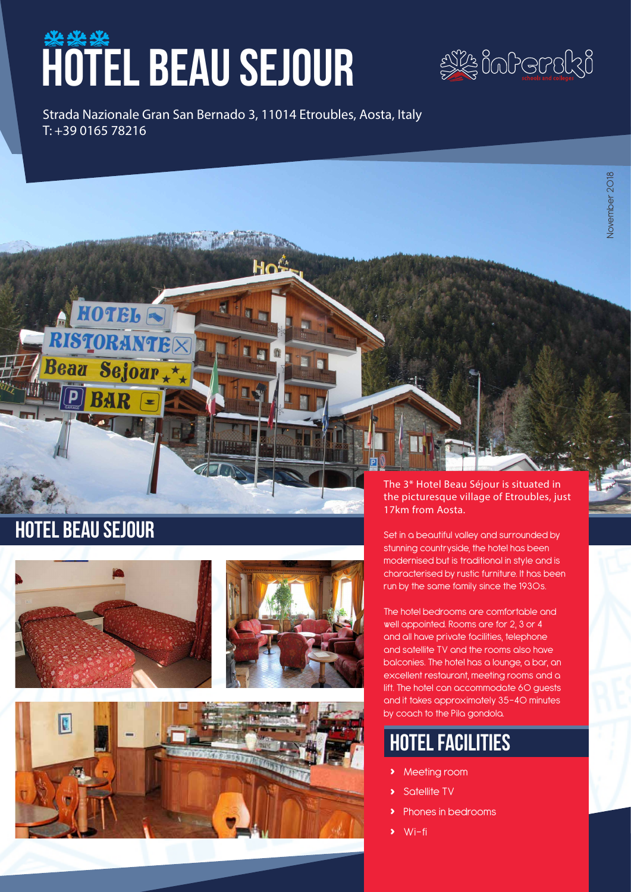# HOTEL BEAU SEJOUR

Strada Nazionale Gran San Bernado 3, 11014 Etroubles, Aosta, Italy
T: +39 0165 78216

November 2018

## HOTEL BEAU SEJOUR

The 3* Hotel Beau Séjour is situated in the picturesque village of Etroubles, just 17km from Aosta.

Set in a beautiful valley and surrounded by stunning countryside, the hotel has been modernised but is traditional in style and is characterised by rustic furniture. It has been run by the same family since the 1930s.

The hotel bedrooms are comfortable and well appointed. Rooms are for 2, 3 or 4 and all have private facilities, telephone and satellite TV and the rooms also have balconies. The hotel has a lounge, a bar, an excellent restaurant, meeting rooms and a lift. The hotel can accommodate 60 guests and it takes approximately 35-40 minutes by coach to the Pila gondola.

## HOTEL FACILITIES

- Meeting room
- Satellite TV
- Phones in bedrooms
- Wi-fi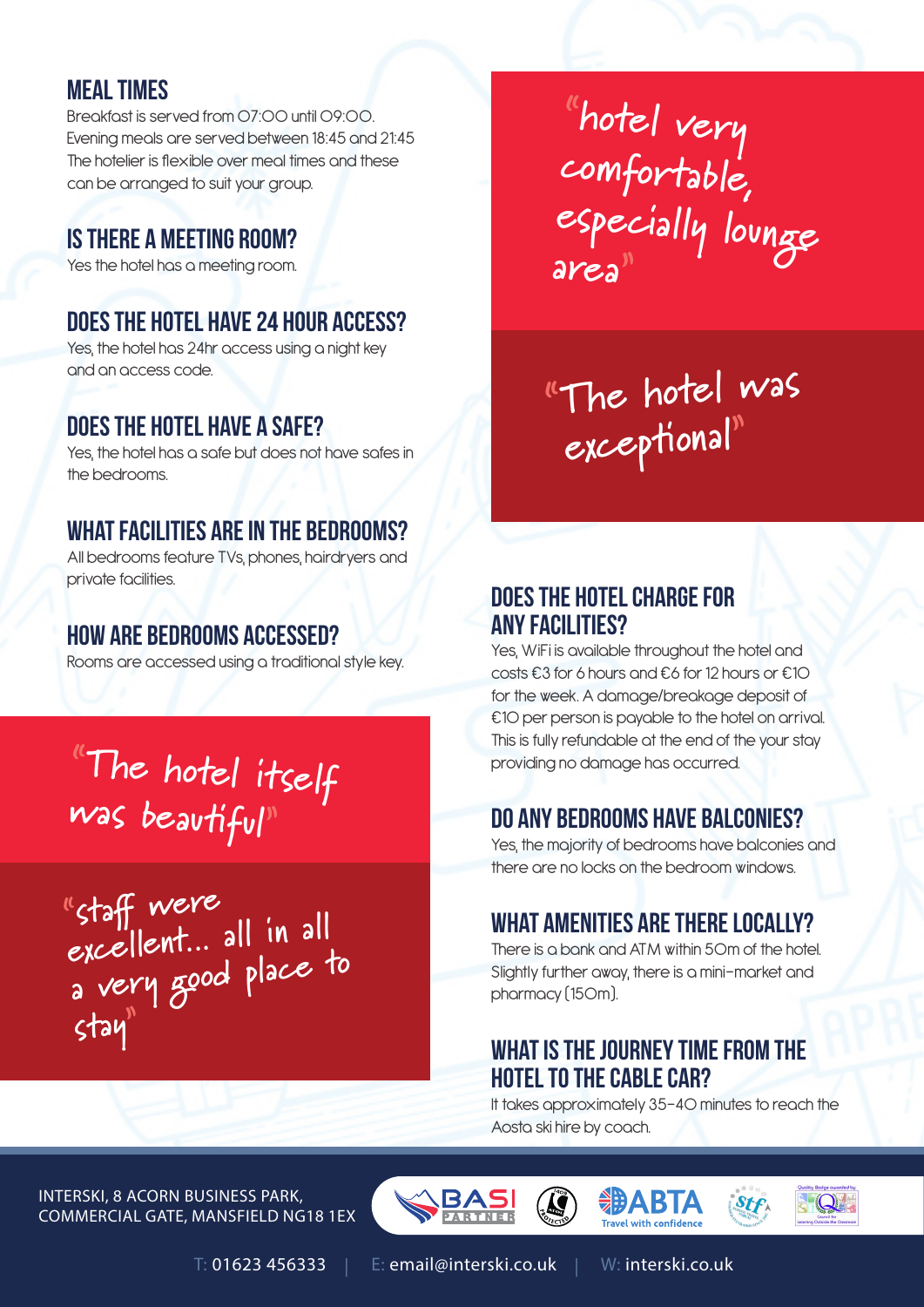## MEAL TIMES

Breakfast is served from 07:00 until 09:00. Evening meals are served between 18:45 and 21:45. The hotelier is flexible over meal times and these can be arranged to suit your group.

## IS THERE A MEETING ROOM?

Yes the hotel has a meeting room.

## DOES THE HOTEL HAVE 24 HOUR ACCESS?

Yes, the hotel has 24hr access using a night key and an access code.

## DOES THE HOTEL HAVE A SAFE?

Yes, the hotel has a safe but does not have safes in the bedrooms.

## WHAT FACILITIES ARE IN THE BEDROOMS?

All bedrooms feature TVs, phones, hairdryers and private facilities.

## HOW ARE BEDROOMS ACCESSED?

Rooms are accessed using a traditional style key.

"The hotel itself was beautiful"

"staff were excellent... all in all a very good place to stay"

"hotel very comfortable, especially lounge area"

"The hotel was exceptional"

## DOES THE HOTEL CHARGE FOR ANY FACILITIES?

Yes, WiFi is available throughout the hotel and costs €3 for 6 hours and €6 for 12 hours or €10 for the week. A damage/breakage deposit of €10 per person is payable to the hotel on arrival. This is fully refundable at the end of the your stay providing no damage has occurred.

## DO ANY BEDROOMS HAVE BALCONIES?

Yes, the majority of bedrooms have balconies and there are no locks on the bedroom windows.

## WHAT AMENITIES ARE THERE LOCALLY?

There is a bank and ATM within 50m of the hotel. Slightly further away, there is a mini-market and pharmacy (150m).

## WHAT IS THE JOURNEY TIME FROM THE HOTEL TO THE CABLE CAR?

It takes approximately 35-40 minutes to reach the Aosta ski hire by coach.

INTERSKI, 8 ACORN BUSINESS PARK, COMMERCIAL GATE, MANSFIELD NG18 1EX

T: 01623 456333 | E: email@interski.co.uk | W: interski.co.uk